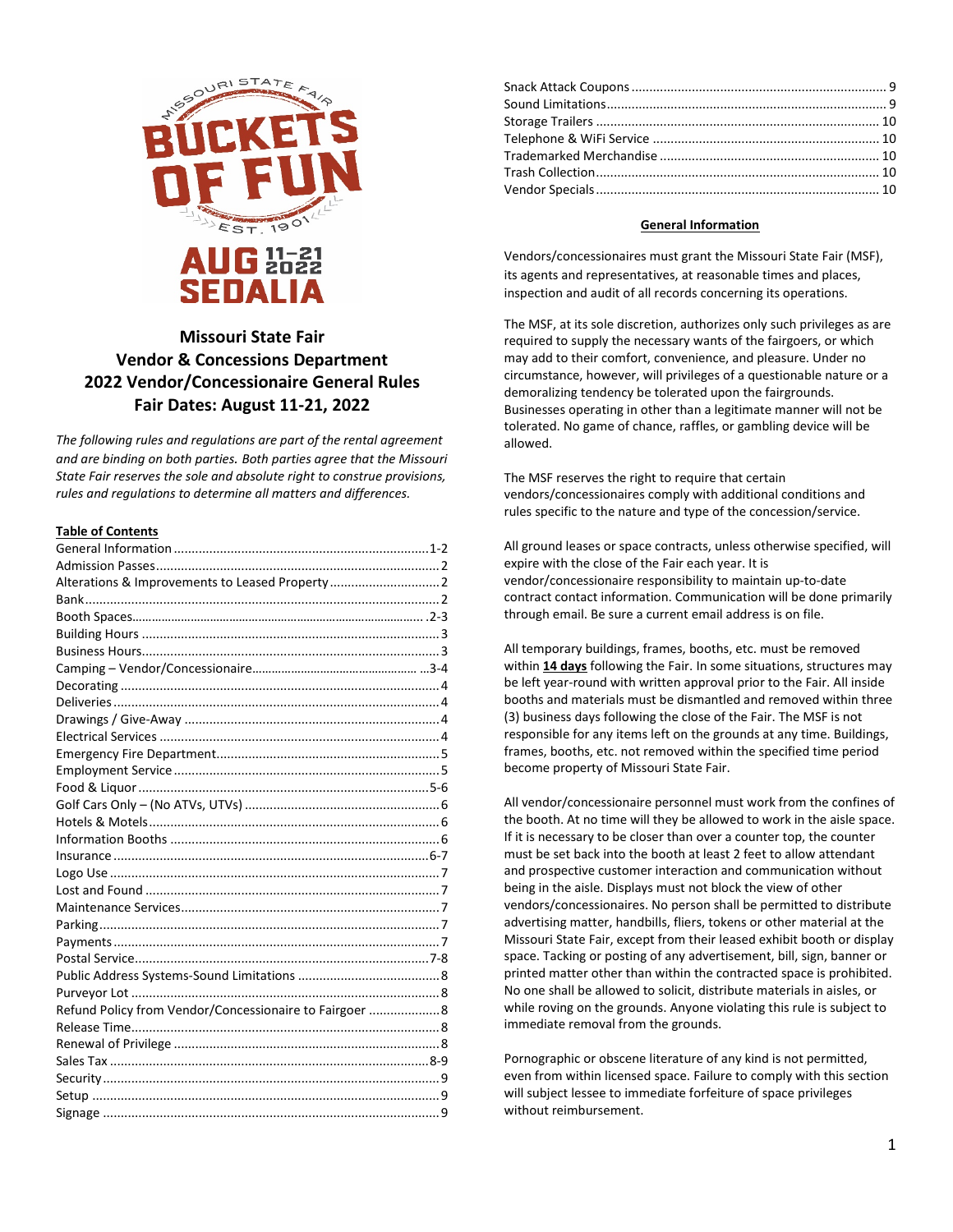Missouri State Fair
BUCKETS OF FUN
EST. 1901
AUG 11-21 2022
SEDALIA

## Missouri State Fair Vendor & Concessions Department 2022 Vendor/Concessionaire General Rules Fair Dates: August 11-21, 2022

*The following rules and regulations are part of the rental agreement and are binding on both parties. Both parties agree that the Missouri State Fair reserves the sole and absolute right to construe provisions, rules and regulations to determine all matters and differences.*

**Table of Contents**

| | |
|---|---|
| General Information | 1-2 |
| Admission Passes | 2 |
| Alterations & Improvements to Leased Property | 2 |
| Bank | 2 |
| Booth Spaces | 2-3 |
| Building Hours | 3 |
| Business Hours | 3 |
| Camping – Vendor/Concessionaire | 3-4 |
| Decorating | 4 |
| Deliveries | 4 |
| Drawings / Give-Away | 4 |
| Electrical Services | 4 |
| Emergency Fire Department | 5 |
| Employment Service | 5 |
| Food & Liquor | 5-6 |
| Golf Cars Only – (No ATVs, UTVs) | 6 |
| Hotels & Motels | 6 |
| Information Booths | 6 |
| Insurance | 6-7 |
| Logo Use | 7 |
| Lost and Found | 7 |
| Maintenance Services | 7 |
| Parking | 7 |
| Payments | 7 |
| Postal Service | 7-8 |
| Public Address Systems-Sound Limitations | 8 |
| Purveyor Lot | 8 |
| Refund Policy from Vendor/Concessionaire to Fairgoer | 8 |
| Release Time | 8 |
| Renewal of Privilege | 8 |
| Sales Tax | 8-9 |
| Security | 9 |
| Setup | 9 |
| Signage | 9 |
| Snack Attack Coupons | 9 |
| Sound Limitations | 9 |
| Storage Trailers | 10 |
| Telephone & WiFi Service | 10 |
| Trademarked Merchandise | 10 |
| Trash Collection | 10 |
| Vendor Specials | 10 |

### General Information

Vendors/concessionaires must grant the Missouri State Fair (MSF), its agents and representatives, at reasonable times and places, inspection and audit of all records concerning its operations.

The MSF, at its sole discretion, authorizes only such privileges as are required to supply the necessary wants of the fairgoers, or which may add to their comfort, convenience, and pleasure. Under no circumstance, however, will privileges of a questionable nature or a demoralizing tendency be tolerated upon the fairgrounds. Businesses operating in other than a legitimate manner will not be tolerated. No game of chance, raffles, or gambling device will be allowed.

The MSF reserves the right to require that certain vendors/concessionaires comply with additional conditions and rules specific to the nature and type of the concession/service.

All ground leases or space contracts, unless otherwise specified, will expire with the close of the Fair each year. It is vendor/concessionaire responsibility to maintain up-to-date contract contact information. Communication will be done primarily through email. Be sure a current email address is on file.

All temporary buildings, frames, booths, etc. must be removed within **14 days** following the Fair. In some situations, structures may be left year-round with written approval prior to the Fair. All inside booths and materials must be dismantled and removed within three (3) business days following the close of the Fair. The MSF is not responsible for any items left on the grounds at any time. Buildings, frames, booths, etc. not removed within the specified time period become property of Missouri State Fair.

All vendor/concessionaire personnel must work from the confines of the booth. At no time will they be allowed to work in the aisle space. If it is necessary to be closer than over a counter top, the counter must be set back into the booth at least 2 feet to allow attendant and prospective customer interaction and communication without being in the aisle. Displays must not block the view of other vendors/concessionaires. No person shall be permitted to distribute advertising matter, handbills, fliers, tokens or other material at the Missouri State Fair, except from their leased exhibit booth or display space. Tacking or posting of any advertisement, bill, sign, banner or printed matter other than within the contracted space is prohibited. No one shall be allowed to solicit, distribute materials in aisles, or while roving on the grounds. Anyone violating this rule is subject to immediate removal from the grounds.

Pornographic or obscene literature of any kind is not permitted, even from within licensed space. Failure to comply with this section will subject lessee to immediate forfeiture of space privileges without reimbursement.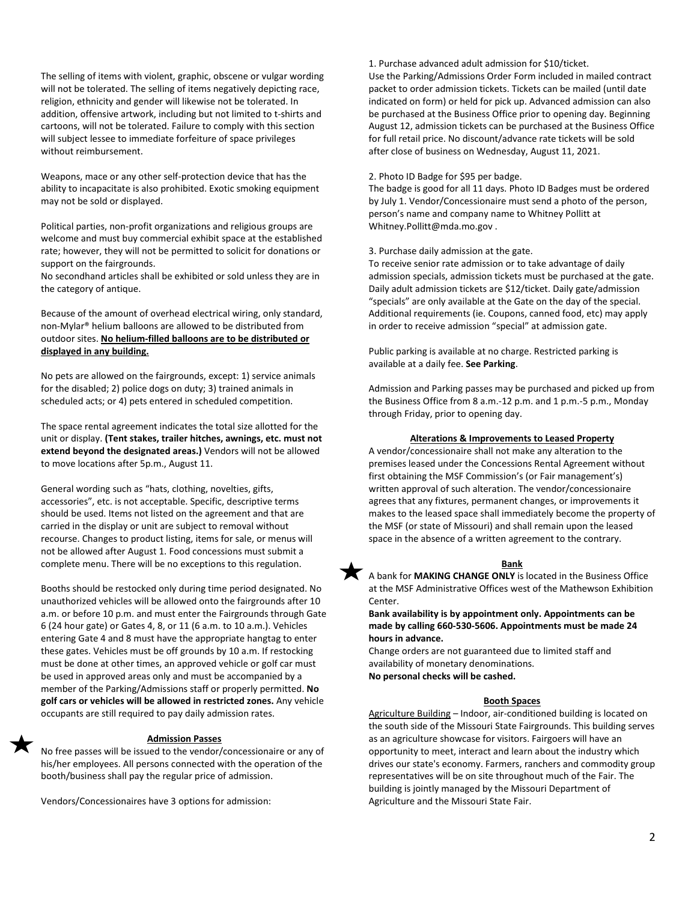The selling of items with violent, graphic, obscene or vulgar wording will not be tolerated. The selling of items negatively depicting race, religion, ethnicity and gender will likewise not be tolerated. In addition, offensive artwork, including but not limited to t-shirts and cartoons, will not be tolerated. Failure to comply with this section will subject lessee to immediate forfeiture of space privileges without reimbursement.

Weapons, mace or any other self-protection device that has the ability to incapacitate is also prohibited. Exotic smoking equipment may not be sold or displayed.

Political parties, non-profit organizations and religious groups are welcome and must buy commercial exhibit space at the established rate; however, they will not be permitted to solicit for donations or support on the fairgrounds.
No secondhand articles shall be exhibited or sold unless they are in the category of antique.

Because of the amount of overhead electrical wiring, only standard, non-Mylar® helium balloons are allowed to be distributed from outdoor sites. **No helium-filled balloons are to be distributed or displayed in any building.**

No pets are allowed on the fairgrounds, except: 1) service animals for the disabled; 2) police dogs on duty; 3) trained animals in scheduled acts; or 4) pets entered in scheduled competition.

The space rental agreement indicates the total size allotted for the unit or display. **(Tent stakes, trailer hitches, awnings, etc. must not extend beyond the designated areas.)** Vendors will not be allowed to move locations after 5p.m., August 11.

General wording such as "hats, clothing, novelties, gifts, accessories", etc. is not acceptable. Specific, descriptive terms should be used. Items not listed on the agreement and that are carried in the display or unit are subject to removal without recourse. Changes to product listing, items for sale, or menus will not be allowed after August 1. Food concessions must submit a complete menu. There will be no exceptions to this regulation.

Booths should be restocked only during time period designated. No unauthorized vehicles will be allowed onto the fairgrounds after 10 a.m. or before 10 p.m. and must enter the Fairgrounds through Gate 6 (24 hour gate) or Gates 4, 8, or 11 (6 a.m. to 10 a.m.). Vehicles entering Gate 4 and 8 must have the appropriate hangtag to enter these gates. Vehicles must be off grounds by 10 a.m. If restocking must be done at other times, an approved vehicle or golf car must be used in approved areas only and must be accompanied by a member of the Parking/Admissions staff or properly permitted. **No golf cars or vehicles will be allowed in restricted zones.** Any vehicle occupants are still required to pay daily admission rates.

## ★ Admission Passes

No free passes will be issued to the vendor/concessionaire or any of his/her employees. All persons connected with the operation of the booth/business shall pay the regular price of admission.

Vendors/Concessionaires have 3 options for admission:

1. Purchase advanced adult admission for $10/ticket.
Use the Parking/Admissions Order Form included in mailed contract packet to order admission tickets. Tickets can be mailed (until date indicated on form) or held for pick up. Advanced admission can also be purchased at the Business Office prior to opening day. Beginning August 12, admission tickets can be purchased at the Business Office for full retail price. No discount/advance rate tickets will be sold after close of business on Wednesday, August 11, 2021.

2. Photo ID Badge for $95 per badge.
The badge is good for all 11 days. Photo ID Badges must be ordered by July 1. Vendor/Concessionaire must send a photo of the person, person's name and company name to Whitney Pollitt at Whitney.Pollitt@mda.mo.gov .

3. Purchase daily admission at the gate.
To receive senior rate admission or to take advantage of daily admission specials, admission tickets must be purchased at the gate. Daily adult admission tickets are $12/ticket. Daily gate/admission "specials" are only available at the Gate on the day of the special. Additional requirements (ie. Coupons, canned food, etc) may apply in order to receive admission "special" at admission gate.

Public parking is available at no charge. Restricted parking is available at a daily fee. **See Parking**.

Admission and Parking passes may be purchased and picked up from the Business Office from 8 a.m.-12 p.m. and 1 p.m.-5 p.m., Monday through Friday, prior to opening day.

## Alterations & Improvements to Leased Property

A vendor/concessionaire shall not make any alteration to the premises leased under the Concessions Rental Agreement without first obtaining the MSF Commission's (or Fair management's) written approval of such alteration. The vendor/concessionaire agrees that any fixtures, permanent changes, or improvements it makes to the leased space shall immediately become the property of the MSF (or state of Missouri) and shall remain upon the leased space in the absence of a written agreement to the contrary.

## ★ Bank

A bank for **MAKING CHANGE ONLY** is located in the Business Office at the MSF Administrative Offices west of the Mathewson Exhibition Center.

**Bank availability is by appointment only. Appointments can be made by calling 660-530-5606. Appointments must be made 24 hours in advance.**

Change orders are not guaranteed due to limited staff and availability of monetary denominations.

**No personal checks will be cashed.**

## Booth Spaces

Agriculture Building – Indoor, air-conditioned building is located on the south side of the Missouri State Fairgrounds. This building serves as an agriculture showcase for visitors. Fairgoers will have an opportunity to meet, interact and learn about the industry which drives our state's economy. Farmers, ranchers and commodity group representatives will be on site throughout much of the Fair. The building is jointly managed by the Missouri Department of Agriculture and the Missouri State Fair.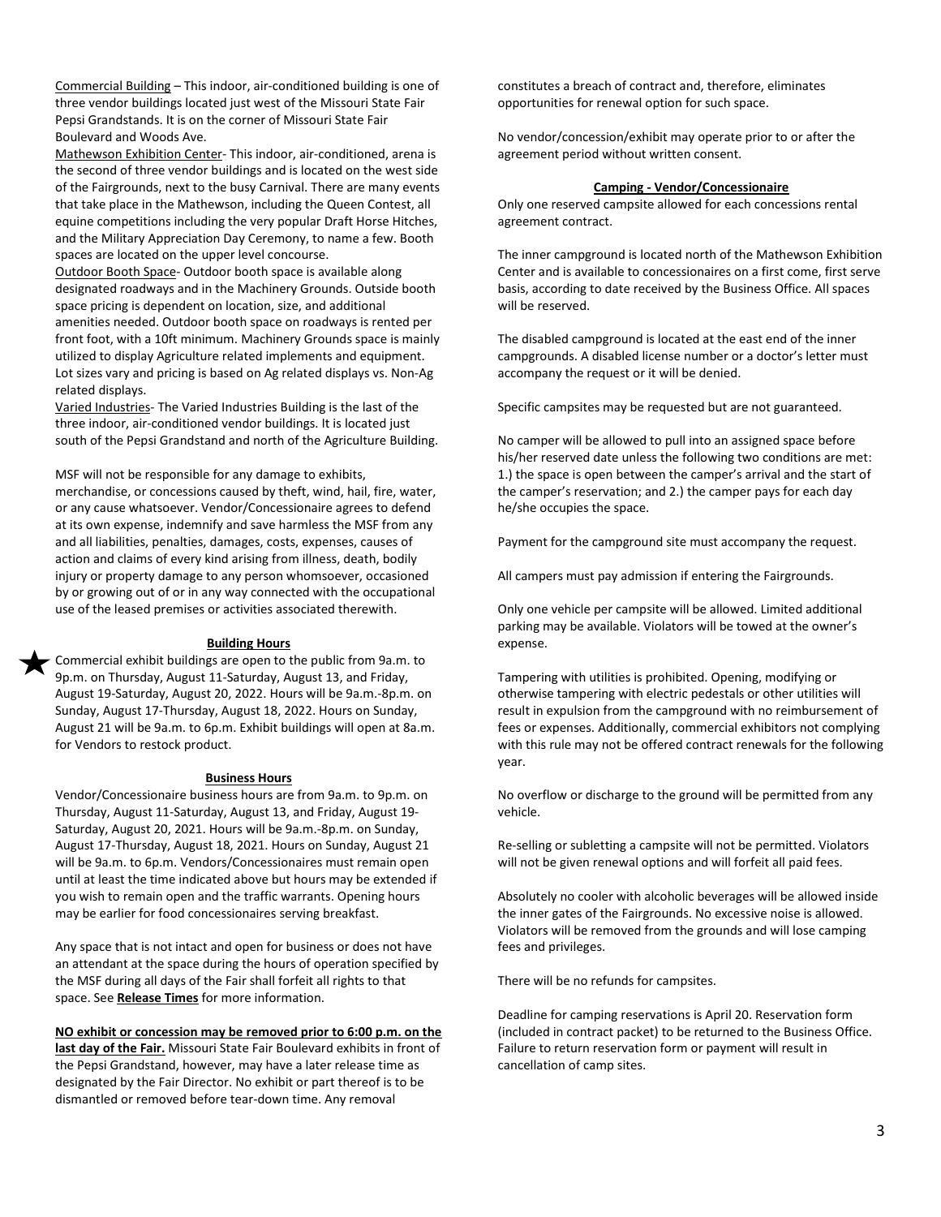Commercial Building – This indoor, air-conditioned building is one of three vendor buildings located just west of the Missouri State Fair Pepsi Grandstands. It is on the corner of Missouri State Fair Boulevard and Woods Ave.

Mathewson Exhibition Center- This indoor, air-conditioned, arena is the second of three vendor buildings and is located on the west side of the Fairgrounds, next to the busy Carnival. There are many events that take place in the Mathewson, including the Queen Contest, all equine competitions including the very popular Draft Horse Hitches, and the Military Appreciation Day Ceremony, to name a few. Booth spaces are located on the upper level concourse.

Outdoor Booth Space- Outdoor booth space is available along designated roadways and in the Machinery Grounds. Outside booth space pricing is dependent on location, size, and additional amenities needed. Outdoor booth space on roadways is rented per front foot, with a 10ft minimum. Machinery Grounds space is mainly utilized to display Agriculture related implements and equipment. Lot sizes vary and pricing is based on Ag related displays vs. Non-Ag related displays.

Varied Industries- The Varied Industries Building is the last of the three indoor, air-conditioned vendor buildings. It is located just south of the Pepsi Grandstand and north of the Agriculture Building.

MSF will not be responsible for any damage to exhibits, merchandise, or concessions caused by theft, wind, hail, fire, water, or any cause whatsoever. Vendor/Concessionaire agrees to defend at its own expense, indemnify and save harmless the MSF from any and all liabilities, penalties, damages, costs, expenses, causes of action and claims of every kind arising from illness, death, bodily injury or property damage to any person whomsoever, occasioned by or growing out of or in any way connected with the occupational use of the leased premises or activities associated therewith.

### Building Hours

★ Commercial exhibit buildings are open to the public from 9a.m. to 9p.m. on Thursday, August 11-Saturday, August 13, and Friday, August 19-Saturday, August 20, 2022. Hours will be 9a.m.-8p.m. on Sunday, August 17-Thursday, August 18, 2022. Hours on Sunday, August 21 will be 9a.m. to 6p.m. Exhibit buildings will open at 8a.m. for Vendors to restock product.

### Business Hours

Vendor/Concessionaire business hours are from 9a.m. to 9p.m. on Thursday, August 11-Saturday, August 13, and Friday, August 19-Saturday, August 20, 2021. Hours will be 9a.m.-8p.m. on Sunday, August 17-Thursday, August 18, 2021. Hours on Sunday, August 21 will be 9a.m. to 6p.m. Vendors/Concessionaires must remain open until at least the time indicated above but hours may be extended if you wish to remain open and the traffic warrants. Opening hours may be earlier for food concessionaires serving breakfast.

Any space that is not intact and open for business or does not have an attendant at the space during the hours of operation specified by the MSF during all days of the Fair shall forfeit all rights to that space. See **Release Times** for more information.

**NO exhibit or concession may be removed prior to 6:00 p.m. on the last day of the Fair.** Missouri State Fair Boulevard exhibits in front of the Pepsi Grandstand, however, may have a later release time as designated by the Fair Director. No exhibit or part thereof is to be dismantled or removed before tear-down time. Any removal constitutes a breach of contract and, therefore, eliminates opportunities for renewal option for such space.

No vendor/concession/exhibit may operate prior to or after the agreement period without written consent.

### Camping - Vendor/Concessionaire

Only one reserved campsite allowed for each concessions rental agreement contract.

The inner campground is located north of the Mathewson Exhibition Center and is available to concessionaires on a first come, first serve basis, according to date received by the Business Office. All spaces will be reserved.

The disabled campground is located at the east end of the inner campgrounds. A disabled license number or a doctor's letter must accompany the request or it will be denied.

Specific campsites may be requested but are not guaranteed.

No camper will be allowed to pull into an assigned space before his/her reserved date unless the following two conditions are met: 1.) the space is open between the camper's arrival and the start of the camper's reservation; and 2.) the camper pays for each day he/she occupies the space.

Payment for the campground site must accompany the request.

All campers must pay admission if entering the Fairgrounds.

Only one vehicle per campsite will be allowed. Limited additional parking may be available. Violators will be towed at the owner's expense.

Tampering with utilities is prohibited. Opening, modifying or otherwise tampering with electric pedestals or other utilities will result in expulsion from the campground with no reimbursement of fees or expenses. Additionally, commercial exhibitors not complying with this rule may not be offered contract renewals for the following year.

No overflow or discharge to the ground will be permitted from any vehicle.

Re-selling or subletting a campsite will not be permitted. Violators will not be given renewal options and will forfeit all paid fees.

Absolutely no cooler with alcoholic beverages will be allowed inside the inner gates of the Fairgrounds. No excessive noise is allowed. Violators will be removed from the grounds and will lose camping fees and privileges.

There will be no refunds for campsites.

Deadline for camping reservations is April 20. Reservation form (included in contract packet) to be returned to the Business Office. Failure to return reservation form or payment will result in cancellation of camp sites.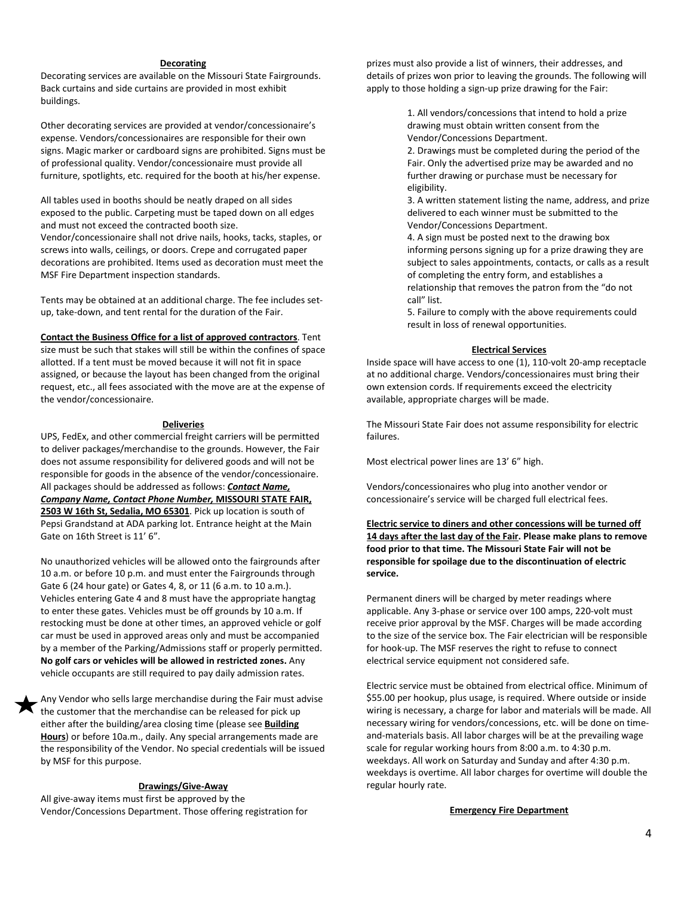### Decorating

Decorating services are available on the Missouri State Fairgrounds. Back curtains and side curtains are provided in most exhibit buildings.

Other decorating services are provided at vendor/concessionaire's expense. Vendors/concessionaires are responsible for their own signs. Magic marker or cardboard signs are prohibited. Signs must be of professional quality. Vendor/concessionaire must provide all furniture, spotlights, etc. required for the booth at his/her expense.

All tables used in booths should be neatly draped on all sides exposed to the public. Carpeting must be taped down on all edges and must not exceed the contracted booth size. Vendor/concessionaire shall not drive nails, hooks, tacks, staples, or screws into walls, ceilings, or doors. Crepe and corrugated paper decorations are prohibited. Items used as decoration must meet the MSF Fire Department inspection standards.

Tents may be obtained at an additional charge. The fee includes set-up, take-down, and tent rental for the duration of the Fair.

**Contact the Business Office for a list of approved contractors**. Tent size must be such that stakes will still be within the confines of space allotted. If a tent must be moved because it will not fit in space assigned, or because the layout has been changed from the original request, etc., all fees associated with the move are at the expense of the vendor/concessionaire.

### Deliveries

UPS, FedEx, and other commercial freight carriers will be permitted to deliver packages/merchandise to the grounds. However, the Fair does not assume responsibility for delivered goods and will not be responsible for goods in the absence of the vendor/concessionaire. All packages should be addressed as follows: ***Contact Name, Company Name, Contact Phone Number,*** **MISSOURI STATE FAIR, 2503 W 16th St, Sedalia, MO 65301**. Pick up location is south of Pepsi Grandstand at ADA parking lot. Entrance height at the Main Gate on 16th Street is 11' 6".

No unauthorized vehicles will be allowed onto the fairgrounds after 10 a.m. or before 10 p.m. and must enter the Fairgrounds through Gate 6 (24 hour gate) or Gates 4, 8, or 11 (6 a.m. to 10 a.m.). Vehicles entering Gate 4 and 8 must have the appropriate hangtag to enter these gates. Vehicles must be off grounds by 10 a.m. If restocking must be done at other times, an approved vehicle or golf car must be used in approved areas only and must be accompanied by a member of the Parking/Admissions staff or properly permitted. **No golf cars or vehicles will be allowed in restricted zones.** Any vehicle occupants are still required to pay daily admission rates.

★ Any Vendor who sells large merchandise during the Fair must advise the customer that the merchandise can be released for pick up either after the building/area closing time (please see **Building Hours**) or before 10a.m., daily. Any special arrangements made are the responsibility of the Vendor. No special credentials will be issued by MSF for this purpose.

### Drawings/Give-Away

All give-away items must first be approved by the Vendor/Concessions Department. Those offering registration for prizes must also provide a list of winners, their addresses, and details of prizes won prior to leaving the grounds. The following will apply to those holding a sign-up prize drawing for the Fair:

1. All vendors/concessions that intend to hold a prize drawing must obtain written consent from the Vendor/Concessions Department.
2. Drawings must be completed during the period of the Fair. Only the advertised prize may be awarded and no further drawing or purchase must be necessary for eligibility.
3. A written statement listing the name, address, and prize delivered to each winner must be submitted to the Vendor/Concessions Department.
4. A sign must be posted next to the drawing box informing persons signing up for a prize drawing they are subject to sales appointments, contacts, or calls as a result of completing the entry form, and establishes a relationship that removes the patron from the "do not call" list.
5. Failure to comply with the above requirements could result in loss of renewal opportunities.

### Electrical Services

Inside space will have access to one (1), 110-volt 20-amp receptacle at no additional charge. Vendors/concessionaires must bring their own extension cords. If requirements exceed the electricity available, appropriate charges will be made.

The Missouri State Fair does not assume responsibility for electric failures.

Most electrical power lines are 13' 6" high.

Vendors/concessionaires who plug into another vendor or concessionaire's service will be charged full electrical fees.

**Electric service to diners and other concessions will be turned off 14 days after the last day of the Fair. Please make plans to remove food prior to that time. The Missouri State Fair will not be responsible for spoilage due to the discontinuation of electric service.**

Permanent diners will be charged by meter readings where applicable. Any 3-phase or service over 100 amps, 220-volt must receive prior approval by the MSF. Charges will be made according to the size of the service box. The Fair electrician will be responsible for hook-up. The MSF reserves the right to refuse to connect electrical service equipment not considered safe.

Electric service must be obtained from electrical office. Minimum of $55.00 per hookup, plus usage, is required. Where outside or inside wiring is necessary, a charge for labor and materials will be made. All necessary wiring for vendors/concessions, etc. will be done on time-and-materials basis. All labor charges will be at the prevailing wage scale for regular working hours from 8:00 a.m. to 4:30 p.m. weekdays. All work on Saturday and Sunday and after 4:30 p.m. weekdays is overtime. All labor charges for overtime will double the regular hourly rate.

### Emergency Fire Department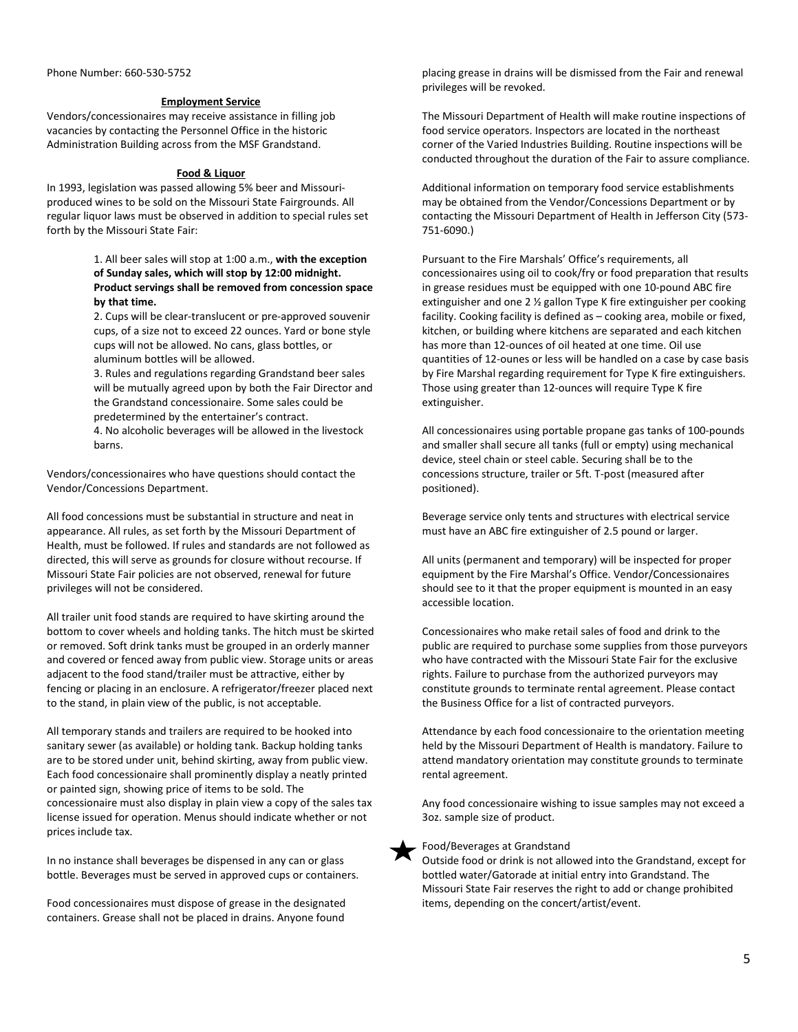Phone Number: 660-530-5752

**Employment Service**

Vendors/concessionaires may receive assistance in filling job vacancies by contacting the Personnel Office in the historic Administration Building across from the MSF Grandstand.

**Food & Liquor**

In 1993, legislation was passed allowing 5% beer and Missouri-produced wines to be sold on the Missouri State Fairgrounds. All regular liquor laws must be observed in addition to special rules set forth by the Missouri State Fair:

> 1. All beer sales will stop at 1:00 a.m., **with the exception of Sunday sales, which will stop by 12:00 midnight. Product servings shall be removed from concession space by that time.**
> 2. Cups will be clear-translucent or pre-approved souvenir cups, of a size not to exceed 22 ounces. Yard or bone style cups will not be allowed. No cans, glass bottles, or aluminum bottles will be allowed.
> 3. Rules and regulations regarding Grandstand beer sales will be mutually agreed upon by both the Fair Director and the Grandstand concessionaire. Some sales could be predetermined by the entertainer's contract.
> 4. No alcoholic beverages will be allowed in the livestock barns.

Vendors/concessionaires who have questions should contact the Vendor/Concessions Department.

All food concessions must be substantial in structure and neat in appearance. All rules, as set forth by the Missouri Department of Health, must be followed. If rules and standards are not followed as directed, this will serve as grounds for closure without recourse. If Missouri State Fair policies are not observed, renewal for future privileges will not be considered.

All trailer unit food stands are required to have skirting around the bottom to cover wheels and holding tanks. The hitch must be skirted or removed. Soft drink tanks must be grouped in an orderly manner and covered or fenced away from public view. Storage units or areas adjacent to the food stand/trailer must be attractive, either by fencing or placing in an enclosure. A refrigerator/freezer placed next to the stand, in plain view of the public, is not acceptable.

All temporary stands and trailers are required to be hooked into sanitary sewer (as available) or holding tank. Backup holding tanks are to be stored under unit, behind skirting, away from public view. Each food concessionaire shall prominently display a neatly printed or painted sign, showing price of items to be sold. The concessionaire must also display in plain view a copy of the sales tax license issued for operation. Menus should indicate whether or not prices include tax.

In no instance shall beverages be dispensed in any can or glass bottle. Beverages must be served in approved cups or containers.

Food concessionaires must dispose of grease in the designated containers. Grease shall not be placed in drains. Anyone found placing grease in drains will be dismissed from the Fair and renewal privileges will be revoked.

The Missouri Department of Health will make routine inspections of food service operators. Inspectors are located in the northeast corner of the Varied Industries Building. Routine inspections will be conducted throughout the duration of the Fair to assure compliance.

Additional information on temporary food service establishments may be obtained from the Vendor/Concessions Department or by contacting the Missouri Department of Health in Jefferson City (573-751-6090.)

Pursuant to the Fire Marshals' Office's requirements, all concessionaires using oil to cook/fry or food preparation that results in grease residues must be equipped with one 10-pound ABC fire extinguisher and one 2 ½ gallon Type K fire extinguisher per cooking facility. Cooking facility is defined as – cooking area, mobile or fixed, kitchen, or building where kitchens are separated and each kitchen has more than 12-ounces of oil heated at one time. Oil use quantities of 12-ounes or less will be handled on a case by case basis by Fire Marshal regarding requirement for Type K fire extinguishers. Those using greater than 12-ounces will require Type K fire extinguisher.

All concessionaires using portable propane gas tanks of 100-pounds and smaller shall secure all tanks (full or empty) using mechanical device, steel chain or steel cable. Securing shall be to the concessions structure, trailer or 5ft. T-post (measured after positioned).

Beverage service only tents and structures with electrical service must have an ABC fire extinguisher of 2.5 pound or larger.

All units (permanent and temporary) will be inspected for proper equipment by the Fire Marshal's Office. Vendor/Concessionaires should see to it that the proper equipment is mounted in an easy accessible location.

Concessionaires who make retail sales of food and drink to the public are required to purchase some supplies from those purveyors who have contracted with the Missouri State Fair for the exclusive rights. Failure to purchase from the authorized purveyors may constitute grounds to terminate rental agreement. Please contact the Business Office for a list of contracted purveyors.

Attendance by each food concessionaire to the orientation meeting held by the Missouri Department of Health is mandatory. Failure to attend mandatory orientation may constitute grounds to terminate rental agreement.

Any food concessionaire wishing to issue samples may not exceed a 3oz. sample size of product.

★ Food/Beverages at Grandstand

Outside food or drink is not allowed into the Grandstand, except for bottled water/Gatorade at initial entry into Grandstand. The Missouri State Fair reserves the right to add or change prohibited items, depending on the concert/artist/event.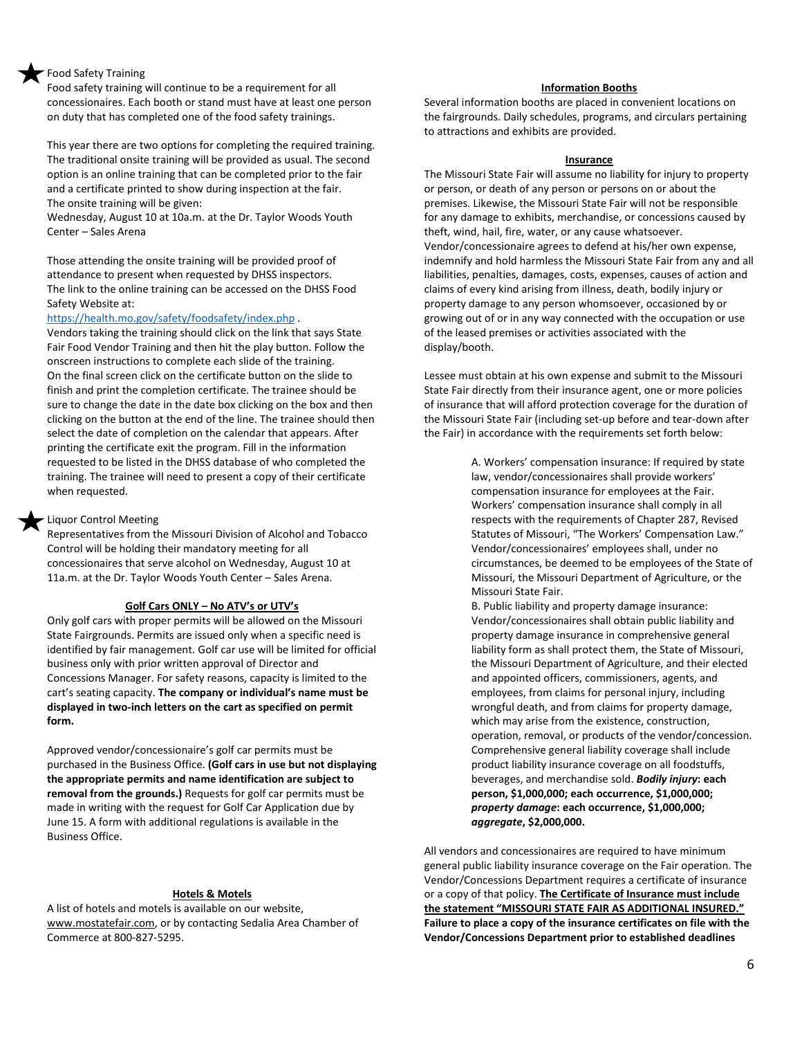★ Food Safety Training

Food safety training will continue to be a requirement for all concessionaires. Each booth or stand must have at least one person on duty that has completed one of the food safety trainings.

This year there are two options for completing the required training. The traditional onsite training will be provided as usual. The second option is an online training that can be completed prior to the fair and a certificate printed to show during inspection at the fair. The onsite training will be given:
Wednesday, August 10 at 10a.m. at the Dr. Taylor Woods Youth Center – Sales Arena

Those attending the onsite training will be provided proof of attendance to present when requested by DHSS inspectors. The link to the online training can be accessed on the DHSS Food Safety Website at:
https://health.mo.gov/safety/foodsafety/index.php .
Vendors taking the training should click on the link that says State Fair Food Vendor Training and then hit the play button. Follow the onscreen instructions to complete each slide of the training. On the final screen click on the certificate button on the slide to finish and print the completion certificate. The trainee should be sure to change the date in the date box clicking on the box and then clicking on the button at the end of the line. The trainee should then select the date of completion on the calendar that appears. After printing the certificate exit the program. Fill in the information requested to be listed in the DHSS database of who completed the training. The trainee will need to present a copy of their certificate when requested.

★ Liquor Control Meeting

Representatives from the Missouri Division of Alcohol and Tobacco Control will be holding their mandatory meeting for all concessionaires that serve alcohol on Wednesday, August 10 at 11a.m. at the Dr. Taylor Woods Youth Center – Sales Arena.

## Golf Cars ONLY – No ATV's or UTV's

Only golf cars with proper permits will be allowed on the Missouri State Fairgrounds. Permits are issued only when a specific need is identified by fair management. Golf car use will be limited for official business only with prior written approval of Director and Concessions Manager. For safety reasons, capacity is limited to the cart's seating capacity. **The company or individual's name must be displayed in two-inch letters on the cart as specified on permit form.**

Approved vendor/concessionaire's golf car permits must be purchased in the Business Office. **(Golf cars in use but not displaying the appropriate permits and name identification are subject to removal from the grounds.)** Requests for golf car permits must be made in writing with the request for Golf Car Application due by June 15. A form with additional regulations is available in the Business Office.

## Hotels & Motels

A list of hotels and motels is available on our website, www.mostatefair.com, or by contacting Sedalia Area Chamber of Commerce at 800-827-5295.

## Information Booths

Several information booths are placed in convenient locations on the fairgrounds. Daily schedules, programs, and circulars pertaining to attractions and exhibits are provided.

## Insurance

The Missouri State Fair will assume no liability for injury to property or person, or death of any person or persons on or about the premises. Likewise, the Missouri State Fair will not be responsible for any damage to exhibits, merchandise, or concessions caused by theft, wind, hail, fire, water, or any cause whatsoever. Vendor/concessionaire agrees to defend at his/her own expense, indemnify and hold harmless the Missouri State Fair from any and all liabilities, penalties, damages, costs, expenses, causes of action and claims of every kind arising from illness, death, bodily injury or property damage to any person whomsoever, occasioned by or growing out of or in any way connected with the occupation or use of the leased premises or activities associated with the display/booth.

Lessee must obtain at his own expense and submit to the Missouri State Fair directly from their insurance agent, one or more policies of insurance that will afford protection coverage for the duration of the Missouri State Fair (including set-up before and tear-down after the Fair) in accordance with the requirements set forth below:

A. Workers' compensation insurance: If required by state law, vendor/concessionaires shall provide workers' compensation insurance for employees at the Fair. Workers' compensation insurance shall comply in all respects with the requirements of Chapter 287, Revised Statutes of Missouri, "The Workers' Compensation Law." Vendor/concessionaires' employees shall, under no circumstances, be deemed to be employees of the State of Missouri, the Missouri Department of Agriculture, or the Missouri State Fair.

B. Public liability and property damage insurance: Vendor/concessionaires shall obtain public liability and property damage insurance in comprehensive general liability form as shall protect them, the State of Missouri, the Missouri Department of Agriculture, and their elected and appointed officers, commissioners, agents, and employees, from claims for personal injury, including wrongful death, and from claims for property damage, which may arise from the existence, construction, operation, removal, or products of the vendor/concession. Comprehensive general liability coverage shall include product liability insurance coverage on all foodstuffs, beverages, and merchandise sold. ***Bodily injury*: each person, $1,000,000; each occurrence, $1,000,000; *property damage*: each occurrence, $1,000,000; *aggregate*, $2,000,000.**

All vendors and concessionaires are required to have minimum general public liability insurance coverage on the Fair operation. The Vendor/Concessions Department requires a certificate of insurance or a copy of that policy. **The Certificate of Insurance must include the statement "MISSOURI STATE FAIR AS ADDITIONAL INSURED." Failure to place a copy of the insurance certificates on file with the Vendor/Concessions Department prior to established deadlines**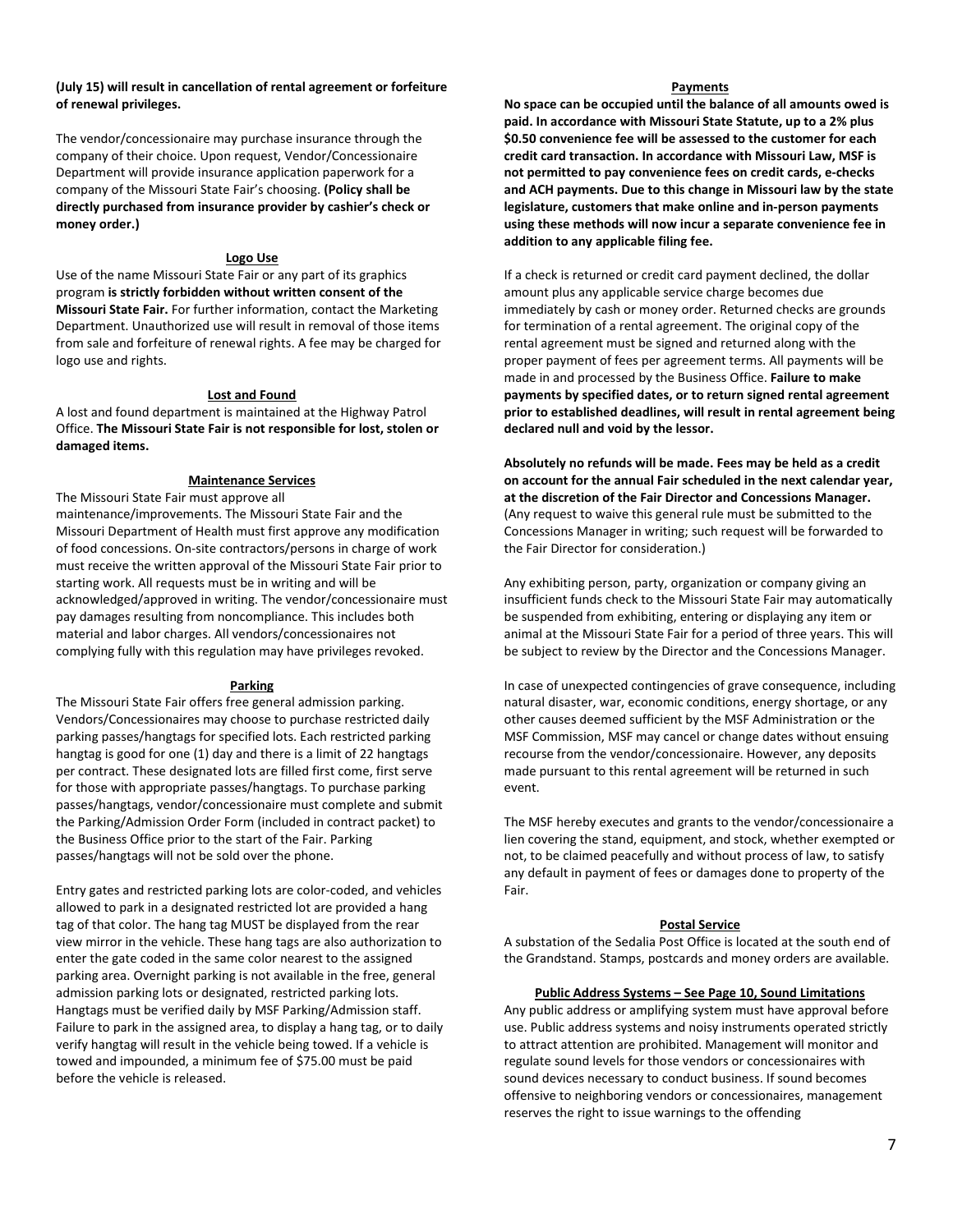**(July 15) will result in cancellation of rental agreement or forfeiture of renewal privileges.**

The vendor/concessionaire may purchase insurance through the company of their choice. Upon request, Vendor/Concessionaire Department will provide insurance application paperwork for a company of the Missouri State Fair's choosing. **(Policy shall be directly purchased from insurance provider by cashier's check or money order.)**

### Logo Use

Use of the name Missouri State Fair or any part of its graphics program **is strictly forbidden without written consent of the Missouri State Fair.** For further information, contact the Marketing Department. Unauthorized use will result in removal of those items from sale and forfeiture of renewal rights. A fee may be charged for logo use and rights.

### Lost and Found

A lost and found department is maintained at the Highway Patrol Office. **The Missouri State Fair is not responsible for lost, stolen or damaged items.**

### Maintenance Services

The Missouri State Fair must approve all maintenance/improvements. The Missouri State Fair and the Missouri Department of Health must first approve any modification of food concessions. On-site contractors/persons in charge of work must receive the written approval of the Missouri State Fair prior to starting work. All requests must be in writing and will be acknowledged/approved in writing. The vendor/concessionaire must pay damages resulting from noncompliance. This includes both material and labor charges. All vendors/concessionaires not complying fully with this regulation may have privileges revoked.

### Parking

The Missouri State Fair offers free general admission parking. Vendors/Concessionaires may choose to purchase restricted daily parking passes/hangtags for specified lots. Each restricted parking hangtag is good for one (1) day and there is a limit of 22 hangtags per contract. These designated lots are filled first come, first serve for those with appropriate passes/hangtags. To purchase parking passes/hangtags, vendor/concessionaire must complete and submit the Parking/Admission Order Form (included in contract packet) to the Business Office prior to the start of the Fair. Parking passes/hangtags will not be sold over the phone.

Entry gates and restricted parking lots are color-coded, and vehicles allowed to park in a designated restricted lot are provided a hang tag of that color. The hang tag MUST be displayed from the rear view mirror in the vehicle. These hang tags are also authorization to enter the gate coded in the same color nearest to the assigned parking area. Overnight parking is not available in the free, general admission parking lots or designated, restricted parking lots. Hangtags must be verified daily by MSF Parking/Admission staff. Failure to park in the assigned area, to display a hang tag, or to daily verify hangtag will result in the vehicle being towed. If a vehicle is towed and impounded, a minimum fee of $75.00 must be paid before the vehicle is released.

### Payments

**No space can be occupied until the balance of all amounts owed is paid. In accordance with Missouri State Statute, up to a 2% plus $0.50 convenience fee will be assessed to the customer for each credit card transaction. In accordance with Missouri Law, MSF is not permitted to pay convenience fees on credit cards, e-checks and ACH payments. Due to this change in Missouri law by the state legislature, customers that make online and in-person payments using these methods will now incur a separate convenience fee in addition to any applicable filing fee.**

If a check is returned or credit card payment declined, the dollar amount plus any applicable service charge becomes due immediately by cash or money order. Returned checks are grounds for termination of a rental agreement. The original copy of the rental agreement must be signed and returned along with the proper payment of fees per agreement terms. All payments will be made in and processed by the Business Office. **Failure to make payments by specified dates, or to return signed rental agreement prior to established deadlines, will result in rental agreement being declared null and void by the lessor.**

**Absolutely no refunds will be made. Fees may be held as a credit on account for the annual Fair scheduled in the next calendar year, at the discretion of the Fair Director and Concessions Manager.** (Any request to waive this general rule must be submitted to the Concessions Manager in writing; such request will be forwarded to the Fair Director for consideration.)

Any exhibiting person, party, organization or company giving an insufficient funds check to the Missouri State Fair may automatically be suspended from exhibiting, entering or displaying any item or animal at the Missouri State Fair for a period of three years. This will be subject to review by the Director and the Concessions Manager.

In case of unexpected contingencies of grave consequence, including natural disaster, war, economic conditions, energy shortage, or any other causes deemed sufficient by the MSF Administration or the MSF Commission, MSF may cancel or change dates without ensuing recourse from the vendor/concessionaire. However, any deposits made pursuant to this rental agreement will be returned in such event.

The MSF hereby executes and grants to the vendor/concessionaire a lien covering the stand, equipment, and stock, whether exempted or not, to be claimed peacefully and without process of law, to satisfy any default in payment of fees or damages done to property of the Fair.

### Postal Service

A substation of the Sedalia Post Office is located at the south end of the Grandstand. Stamps, postcards and money orders are available.

### Public Address Systems – See Page 10, Sound Limitations

Any public address or amplifying system must have approval before use. Public address systems and noisy instruments operated strictly to attract attention are prohibited. Management will monitor and regulate sound levels for those vendors or concessionaires with sound devices necessary to conduct business. If sound becomes offensive to neighboring vendors or concessionaires, management reserves the right to issue warnings to the offending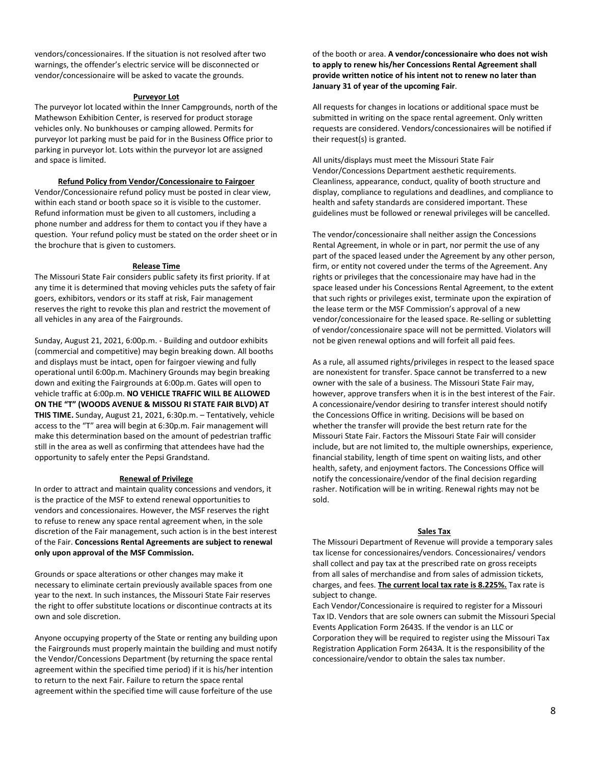vendors/concessionaires. If the situation is not resolved after two warnings, the offender's electric service will be disconnected or vendor/concessionaire will be asked to vacate the grounds.

**Purveyor Lot**

The purveyor lot located within the Inner Campgrounds, north of the Mathewson Exhibition Center, is reserved for product storage vehicles only. No bunkhouses or camping allowed. Permits for purveyor lot parking must be paid for in the Business Office prior to parking in purveyor lot. Lots within the purveyor lot are assigned and space is limited.

**Refund Policy from Vendor/Concessionaire to Fairgoer**

Vendor/Concessionaire refund policy must be posted in clear view, within each stand or booth space so it is visible to the customer. Refund information must be given to all customers, including a phone number and address for them to contact you if they have a question. Your refund policy must be stated on the order sheet or in the brochure that is given to customers.

**Release Time**

The Missouri State Fair considers public safety its first priority. If at any time it is determined that moving vehicles puts the safety of fair goers, exhibitors, vendors or its staff at risk, Fair management reserves the right to revoke this plan and restrict the movement of all vehicles in any area of the Fairgrounds.

Sunday, August 21, 2021, 6:00p.m. - Building and outdoor exhibits (commercial and competitive) may begin breaking down. All booths and displays must be intact, open for fairgoer viewing and fully operational until 6:00p.m. Machinery Grounds may begin breaking down and exiting the Fairgrounds at 6:00p.m. Gates will open to vehicle traffic at 6:00p.m. **NO VEHICLE TRAFFIC WILL BE ALLOWED ON THE "T" (WOODS AVENUE & MISSOU RI STATE FAIR BLVD) AT THIS TIME.** Sunday, August 21, 2021, 6:30p.m. – Tentatively, vehicle access to the "T" area will begin at 6:30p.m. Fair management will make this determination based on the amount of pedestrian traffic still in the area as well as confirming that attendees have had the opportunity to safely enter the Pepsi Grandstand.

**Renewal of Privilege**

In order to attract and maintain quality concessions and vendors, it is the practice of the MSF to extend renewal opportunities to vendors and concessionaires. However, the MSF reserves the right to refuse to renew any space rental agreement when, in the sole discretion of the Fair management, such action is in the best interest of the Fair. **Concessions Rental Agreements are subject to renewal only upon approval of the MSF Commission.**

Grounds or space alterations or other changes may make it necessary to eliminate certain previously available spaces from one year to the next. In such instances, the Missouri State Fair reserves the right to offer substitute locations or discontinue contracts at its own and sole discretion.

Anyone occupying property of the State or renting any building upon the Fairgrounds must properly maintain the building and must notify the Vendor/Concessions Department (by returning the space rental agreement within the specified time period) if it is his/her intention to return to the next Fair. Failure to return the space rental agreement within the specified time will cause forfeiture of the use of the booth or area. **A vendor/concessionaire who does not wish to apply to renew his/her Concessions Rental Agreement shall provide written notice of his intent not to renew no later than January 31 of year of the upcoming Fair**.

All requests for changes in locations or additional space must be submitted in writing on the space rental agreement. Only written requests are considered. Vendors/concessionaires will be notified if their request(s) is granted.

All units/displays must meet the Missouri State Fair Vendor/Concessions Department aesthetic requirements. Cleanliness, appearance, conduct, quality of booth structure and display, compliance to regulations and deadlines, and compliance to health and safety standards are considered important. These guidelines must be followed or renewal privileges will be cancelled.

The vendor/concessionaire shall neither assign the Concessions Rental Agreement, in whole or in part, nor permit the use of any part of the spaced leased under the Agreement by any other person, firm, or entity not covered under the terms of the Agreement. Any rights or privileges that the concessionaire may have had in the space leased under his Concessions Rental Agreement, to the extent that such rights or privileges exist, terminate upon the expiration of the lease term or the MSF Commission's approval of a new vendor/concessionaire for the leased space. Re-selling or subletting of vendor/concessionaire space will not be permitted. Violators will not be given renewal options and will forfeit all paid fees.

As a rule, all assumed rights/privileges in respect to the leased space are nonexistent for transfer. Space cannot be transferred to a new owner with the sale of a business. The Missouri State Fair may, however, approve transfers when it is in the best interest of the Fair. A concessionaire/vendor desiring to transfer interest should notify the Concessions Office in writing. Decisions will be based on whether the transfer will provide the best return rate for the Missouri State Fair. Factors the Missouri State Fair will consider include, but are not limited to, the multiple ownerships, experience, financial stability, length of time spent on waiting lists, and other health, safety, and enjoyment factors. The Concessions Office will notify the concessionaire/vendor of the final decision regarding rasher. Notification will be in writing. Renewal rights may not be sold.

**Sales Tax**

The Missouri Department of Revenue will provide a temporary sales tax license for concessionaires/vendors. Concessionaires/ vendors shall collect and pay tax at the prescribed rate on gross receipts from all sales of merchandise and from sales of admission tickets, charges, and fees. **The current local tax rate is 8.225%.** Tax rate is subject to change.

Each Vendor/Concessionaire is required to register for a Missouri Tax ID. Vendors that are sole owners can submit the Missouri Special Events Application Form 2643S. If the vendor is an LLC or Corporation they will be required to register using the Missouri Tax Registration Application Form 2643A. It is the responsibility of the concessionaire/vendor to obtain the sales tax number.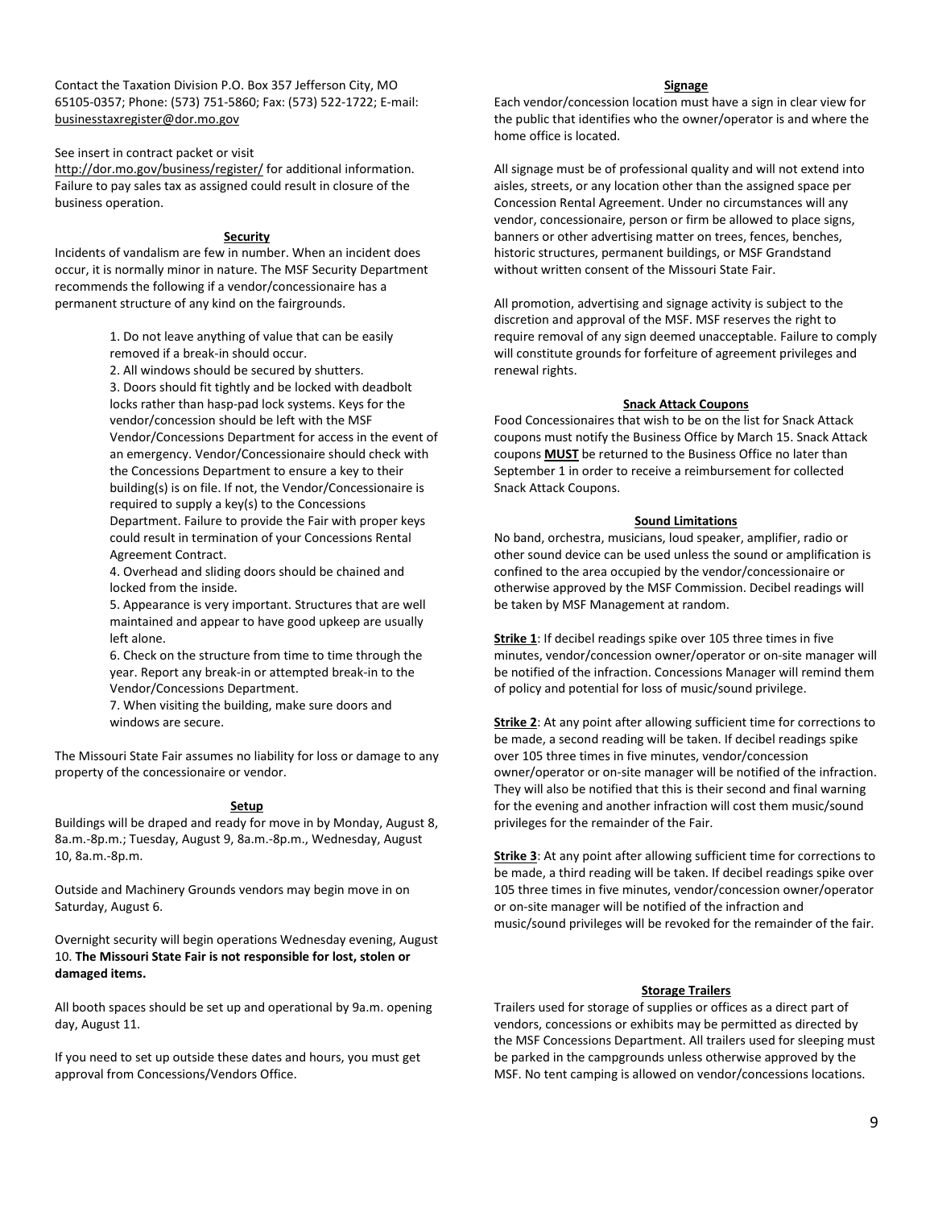Contact the Taxation Division P.O. Box 357 Jefferson City, MO 65105-0357; Phone: (573) 751-5860; Fax: (573) 522-1722; E-mail: businesstaxregister@dor.mo.gov

See insert in contract packet or visit http://dor.mo.gov/business/register/ for additional information. Failure to pay sales tax as assigned could result in closure of the business operation.

### Security

Incidents of vandalism are few in number. When an incident does occur, it is normally minor in nature. The MSF Security Department recommends the following if a vendor/concessionaire has a permanent structure of any kind on the fairgrounds.

1. Do not leave anything of value that can be easily removed if a break-in should occur.
2. All windows should be secured by shutters.
3. Doors should fit tightly and be locked with deadbolt locks rather than hasp-pad lock systems. Keys for the vendor/concession should be left with the MSF Vendor/Concessions Department for access in the event of an emergency. Vendor/Concessionaire should check with the Concessions Department to ensure a key to their building(s) is on file. If not, the Vendor/Concessionaire is required to supply a key(s) to the Concessions Department. Failure to provide the Fair with proper keys could result in termination of your Concessions Rental Agreement Contract.
4. Overhead and sliding doors should be chained and locked from the inside.
5. Appearance is very important. Structures that are well maintained and appear to have good upkeep are usually left alone.
6. Check on the structure from time to time through the year. Report any break-in or attempted break-in to the Vendor/Concessions Department.
7. When visiting the building, make sure doors and windows are secure.

The Missouri State Fair assumes no liability for loss or damage to any property of the concessionaire or vendor.

### Setup

Buildings will be draped and ready for move in by Monday, August 8, 8a.m.-8p.m.; Tuesday, August 9, 8a.m.-8p.m., Wednesday, August 10, 8a.m.-8p.m.

Outside and Machinery Grounds vendors may begin move in on Saturday, August 6.

Overnight security will begin operations Wednesday evening, August 10. **The Missouri State Fair is not responsible for lost, stolen or damaged items.**

All booth spaces should be set up and operational by 9a.m. opening day, August 11.

If you need to set up outside these dates and hours, you must get approval from Concessions/Vendors Office.

### Signage

Each vendor/concession location must have a sign in clear view for the public that identifies who the owner/operator is and where the home office is located.

All signage must be of professional quality and will not extend into aisles, streets, or any location other than the assigned space per Concession Rental Agreement. Under no circumstances will any vendor, concessionaire, person or firm be allowed to place signs, banners or other advertising matter on trees, fences, benches, historic structures, permanent buildings, or MSF Grandstand without written consent of the Missouri State Fair.

All promotion, advertising and signage activity is subject to the discretion and approval of the MSF. MSF reserves the right to require removal of any sign deemed unacceptable. Failure to comply will constitute grounds for forfeiture of agreement privileges and renewal rights.

### Snack Attack Coupons

Food Concessionaires that wish to be on the list for Snack Attack coupons must notify the Business Office by March 15. Snack Attack coupons **MUST** be returned to the Business Office no later than September 1 in order to receive a reimbursement for collected Snack Attack Coupons.

### Sound Limitations

No band, orchestra, musicians, loud speaker, amplifier, radio or other sound device can be used unless the sound or amplification is confined to the area occupied by the vendor/concessionaire or otherwise approved by the MSF Commission. Decibel readings will be taken by MSF Management at random.

**Strike 1**: If decibel readings spike over 105 three times in five minutes, vendor/concession owner/operator or on-site manager will be notified of the infraction. Concessions Manager will remind them of policy and potential for loss of music/sound privilege.

**Strike 2**: At any point after allowing sufficient time for corrections to be made, a second reading will be taken. If decibel readings spike over 105 three times in five minutes, vendor/concession owner/operator or on-site manager will be notified of the infraction. They will also be notified that this is their second and final warning for the evening and another infraction will cost them music/sound privileges for the remainder of the Fair.

**Strike 3**: At any point after allowing sufficient time for corrections to be made, a third reading will be taken. If decibel readings spike over 105 three times in five minutes, vendor/concession owner/operator or on-site manager will be notified of the infraction and music/sound privileges will be revoked for the remainder of the fair.

### Storage Trailers

Trailers used for storage of supplies or offices as a direct part of vendors, concessions or exhibits may be permitted as directed by the MSF Concessions Department. All trailers used for sleeping must be parked in the campgrounds unless otherwise approved by the MSF. No tent camping is allowed on vendor/concessions locations.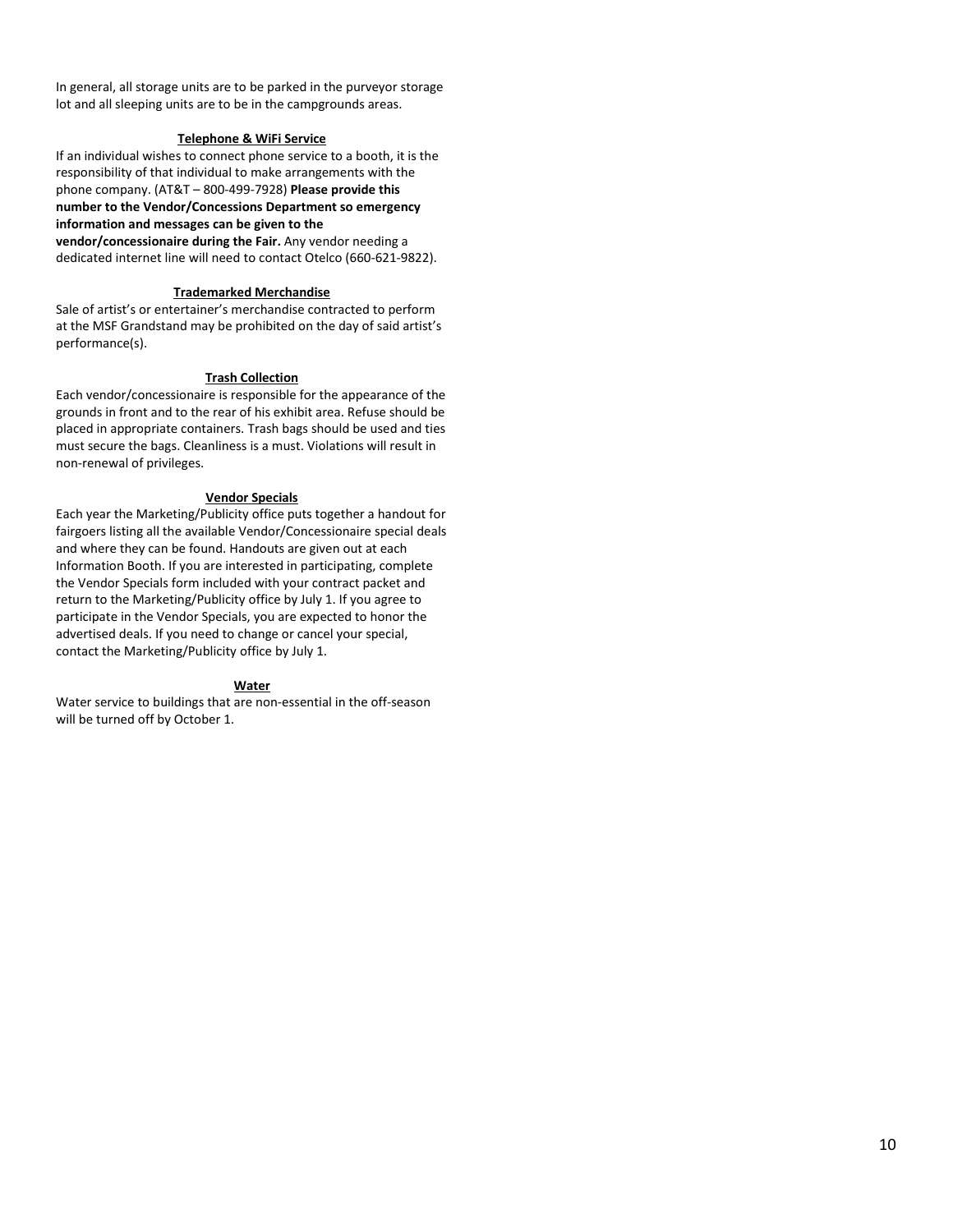In general, all storage units are to be parked in the purveyor storage lot and all sleeping units are to be in the campgrounds areas.

## Telephone & WiFi Service

If an individual wishes to connect phone service to a booth, it is the responsibility of that individual to make arrangements with the phone company. (AT&T – 800-499-7928) **Please provide this number to the Vendor/Concessions Department so emergency information and messages can be given to the vendor/concessionaire during the Fair.** Any vendor needing a dedicated internet line will need to contact Otelco (660-621-9822).

## Trademarked Merchandise

Sale of artist's or entertainer's merchandise contracted to perform at the MSF Grandstand may be prohibited on the day of said artist's performance(s).

## Trash Collection

Each vendor/concessionaire is responsible for the appearance of the grounds in front and to the rear of his exhibit area. Refuse should be placed in appropriate containers. Trash bags should be used and ties must secure the bags. Cleanliness is a must. Violations will result in non-renewal of privileges.

## Vendor Specials

Each year the Marketing/Publicity office puts together a handout for fairgoers listing all the available Vendor/Concessionaire special deals and where they can be found. Handouts are given out at each Information Booth. If you are interested in participating, complete the Vendor Specials form included with your contract packet and return to the Marketing/Publicity office by July 1. If you agree to participate in the Vendor Specials, you are expected to honor the advertised deals. If you need to change or cancel your special, contact the Marketing/Publicity office by July 1.

## Water

Water service to buildings that are non-essential in the off-season will be turned off by October 1.